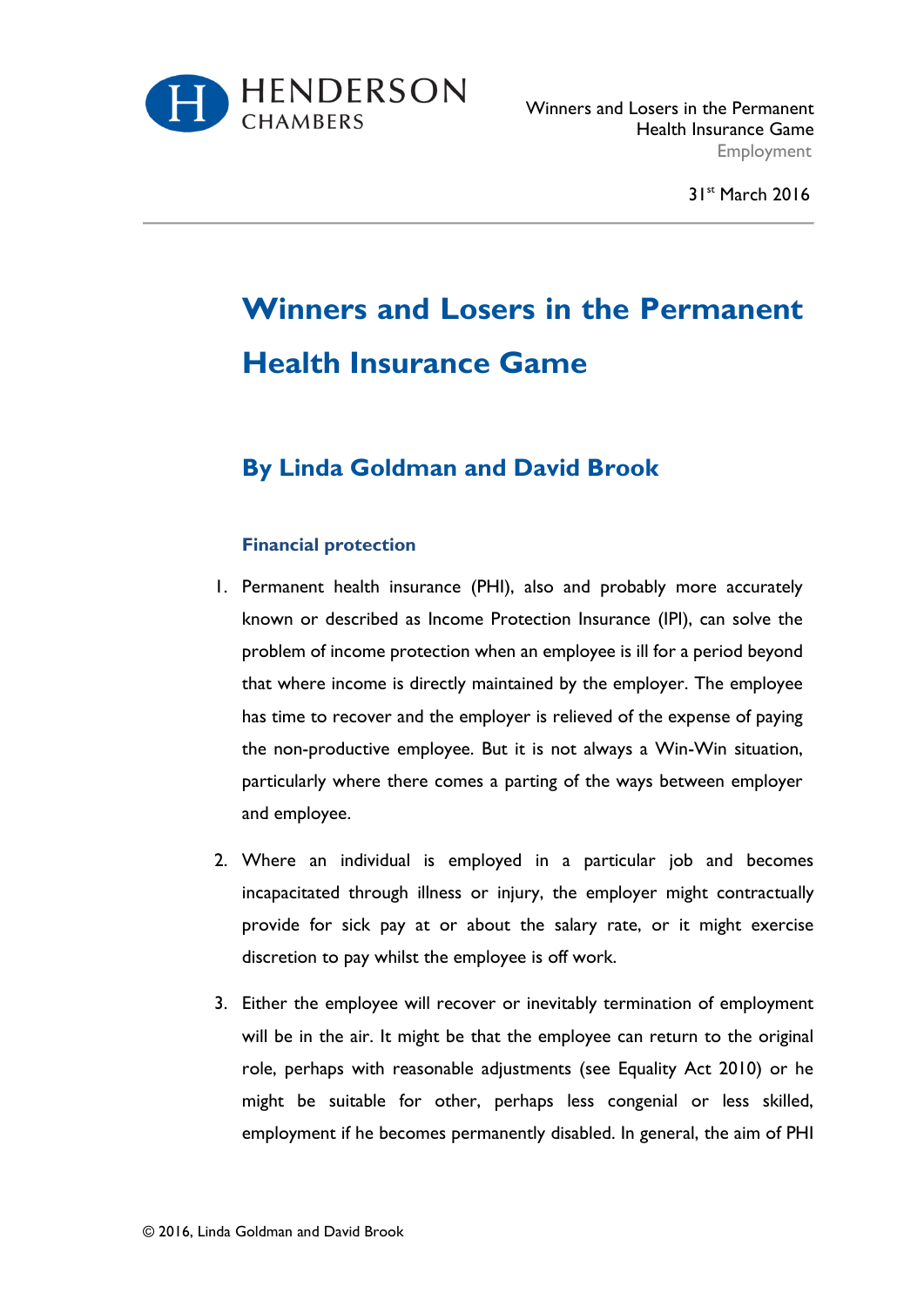# Winners and Losers in the Permanent Health Insurance Game

## By Linda Goldman and David Brook

### Financial protection

1. Permanent health insurance (PHI), also and probably more accurately known or described as Income Protection Insurance (IPI), can solve the problem of income protection when an employee is ill for a period beyond that where income is directly maintained by the employer. The employee has time to recover and the employer is relieved of the expense of paying the non-productive employee. But it is not always a Win-Win situation, particularly where there comes a parting of the ways between employer and employee.

2. Where an individual is employed in a particular job and becomes incapacitated through illness or injury, the employer might contractually provide for sick pay at or about the salary rate, or it might exercise discretion to pay whilst the employee is off work.

3. Either the employee will recover or inevitably termination of employment will be in the air. It might be that the employee can return to the original role, perhaps with reasonable adjustments (see Equality Act 2010) or he might be suitable for other, perhaps less congenial or less skilled, employment if he becomes permanently disabled. In general, the aim of PHI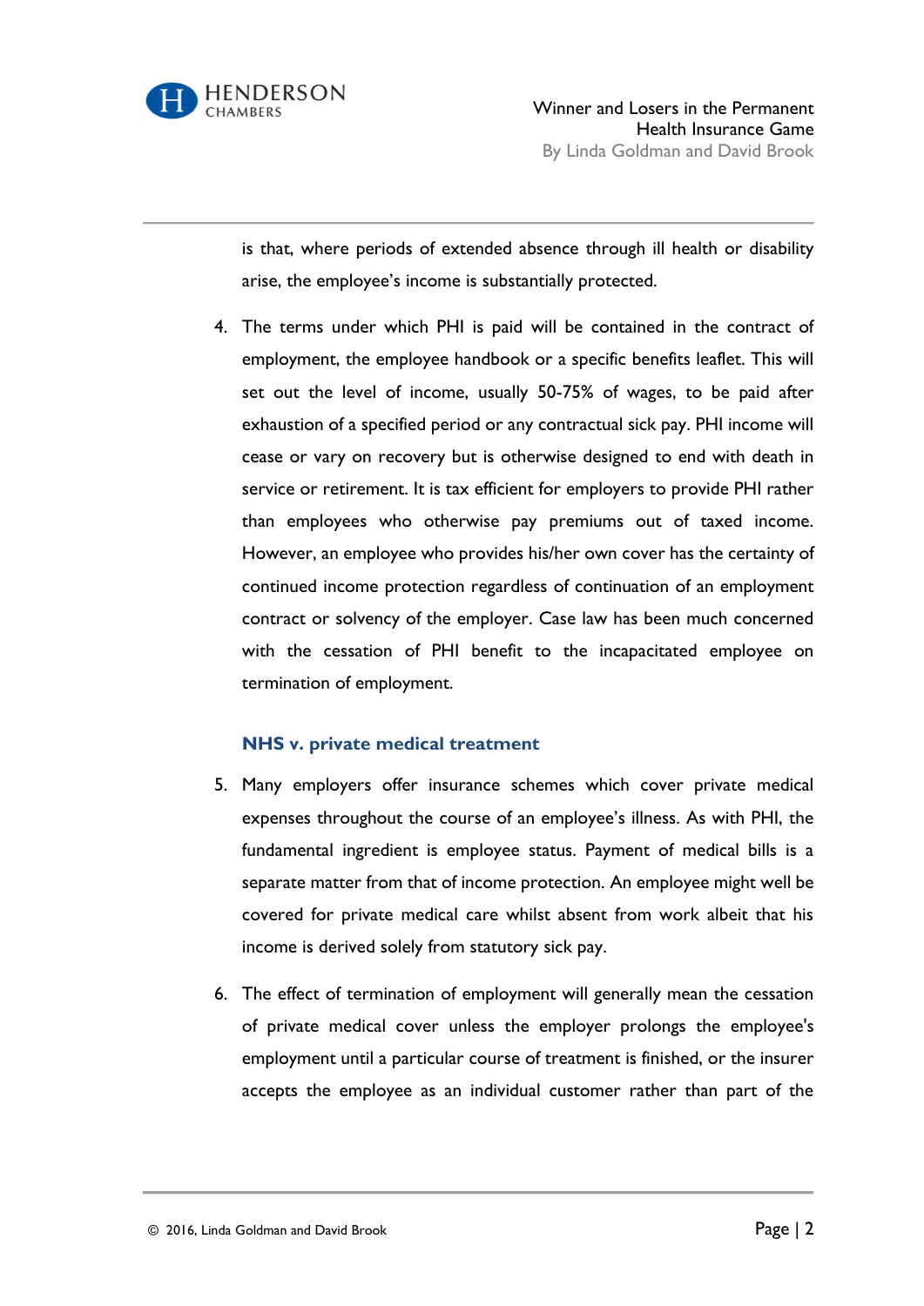is that, where periods of extended absence through ill health or disability arise, the employee's income is substantially protected.

4. The terms under which PHI is paid will be contained in the contract of employment, the employee handbook or a specific benefits leaflet. This will set out the level of income, usually 50-75% of wages, to be paid after exhaustion of a specified period or any contractual sick pay. PHI income will cease or vary on recovery but is otherwise designed to end with death in service or retirement. It is tax efficient for employers to provide PHI rather than employees who otherwise pay premiums out of taxed income. However, an employee who provides his/her own cover has the certainty of continued income protection regardless of continuation of an employment contract or solvency of the employer. Case law has been much concerned with the cessation of PHI benefit to the incapacitated employee on termination of employment.

### NHS v. private medical treatment

5. Many employers offer insurance schemes which cover private medical expenses throughout the course of an employee's illness. As with PHI, the fundamental ingredient is employee status. Payment of medical bills is a separate matter from that of income protection. An employee might well be covered for private medical care whilst absent from work albeit that his income is derived solely from statutory sick pay.

6. The effect of termination of employment will generally mean the cessation of private medical cover unless the employer prolongs the employee's employment until a particular course of treatment is finished, or the insurer accepts the employee as an individual customer rather than part of the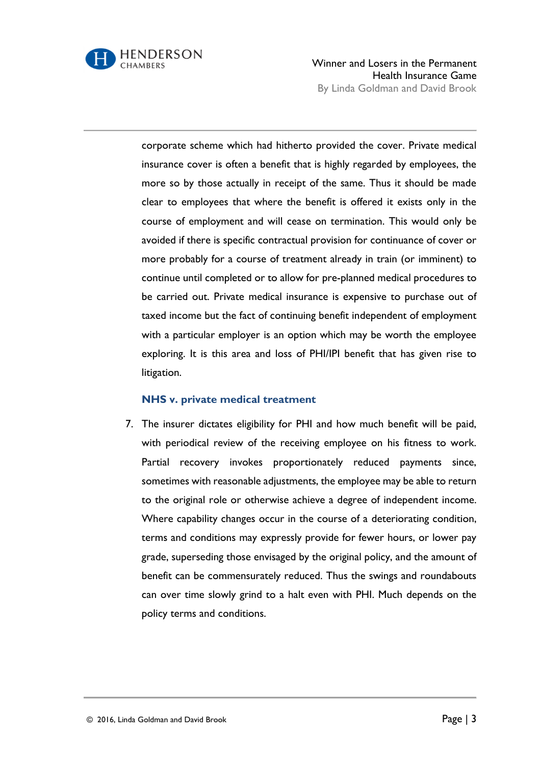corporate scheme which had hitherto provided the cover. Private medical insurance cover is often a benefit that is highly regarded by employees, the more so by those actually in receipt of the same. Thus it should be made clear to employees that where the benefit is offered it exists only in the course of employment and will cease on termination. This would only be avoided if there is specific contractual provision for continuance of cover or more probably for a course of treatment already in train (or imminent) to continue until completed or to allow for pre-planned medical procedures to be carried out. Private medical insurance is expensive to purchase out of taxed income but the fact of continuing benefit independent of employment with a particular employer is an option which may be worth the employee exploring. It is this area and loss of PHI/IPI benefit that has given rise to litigation.

### NHS v. private medical treatment

7. The insurer dictates eligibility for PHI and how much benefit will be paid, with periodical review of the receiving employee on his fitness to work. Partial recovery invokes proportionately reduced payments since, sometimes with reasonable adjustments, the employee may be able to return to the original role or otherwise achieve a degree of independent income. Where capability changes occur in the course of a deteriorating condition, terms and conditions may expressly provide for fewer hours, or lower pay grade, superseding those envisaged by the original policy, and the amount of benefit can be commensurately reduced. Thus the swings and roundabouts can over time slowly grind to a halt even with PHI. Much depends on the policy terms and conditions.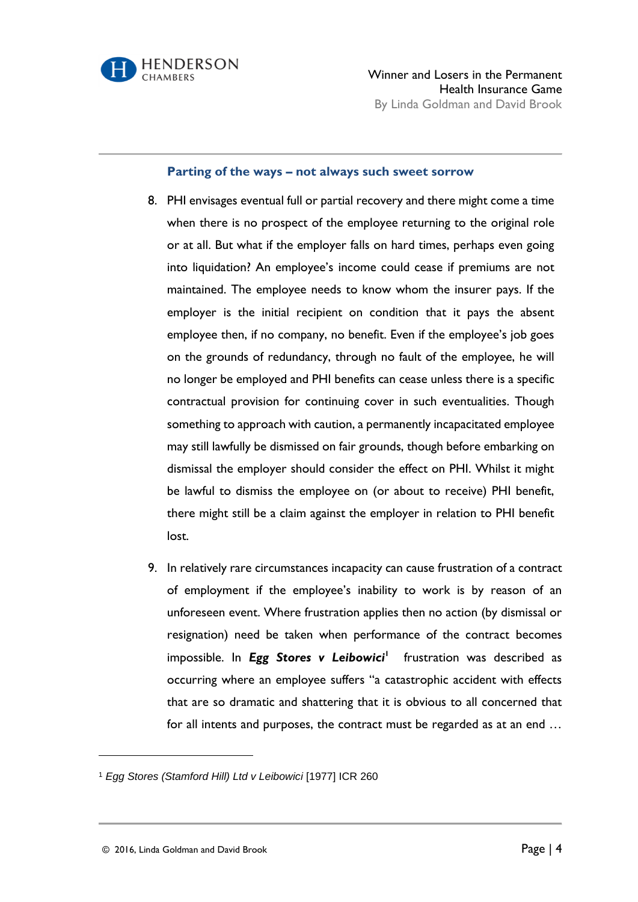### Parting of the ways – not always such sweet sorrow

8. PHI envisages eventual full or partial recovery and there might come a time when there is no prospect of the employee returning to the original role or at all. But what if the employer falls on hard times, perhaps even going into liquidation? An employee's income could cease if premiums are not maintained. The employee needs to know whom the insurer pays. If the employer is the initial recipient on condition that it pays the absent employee then, if no company, no benefit. Even if the employee's job goes on the grounds of redundancy, through no fault of the employee, he will no longer be employed and PHI benefits can cease unless there is a specific contractual provision for continuing cover in such eventualities. Though something to approach with caution, a permanently incapacitated employee may still lawfully be dismissed on fair grounds, though before embarking on dismissal the employer should consider the effect on PHI. Whilst it might be lawful to dismiss the employee on (or about to receive) PHI benefit, there might still be a claim against the employer in relation to PHI benefit lost.

9. In relatively rare circumstances incapacity can cause frustration of a contract of employment if the employee's inability to work is by reason of an unforeseen event. Where frustration applies then no action (by dismissal or resignation) need be taken when performance of the contract becomes impossible. In ***Egg Stores v Leibowici***[1] frustration was described as occurring where an employee suffers "a catastrophic accident with effects that are so dramatic and shattering that it is obvious to all concerned that for all intents and purposes, the contract must be regarded as at an end …

---

[1] *Egg Stores (Stamford Hill) Ltd v Leibowici* [1977] ICR 260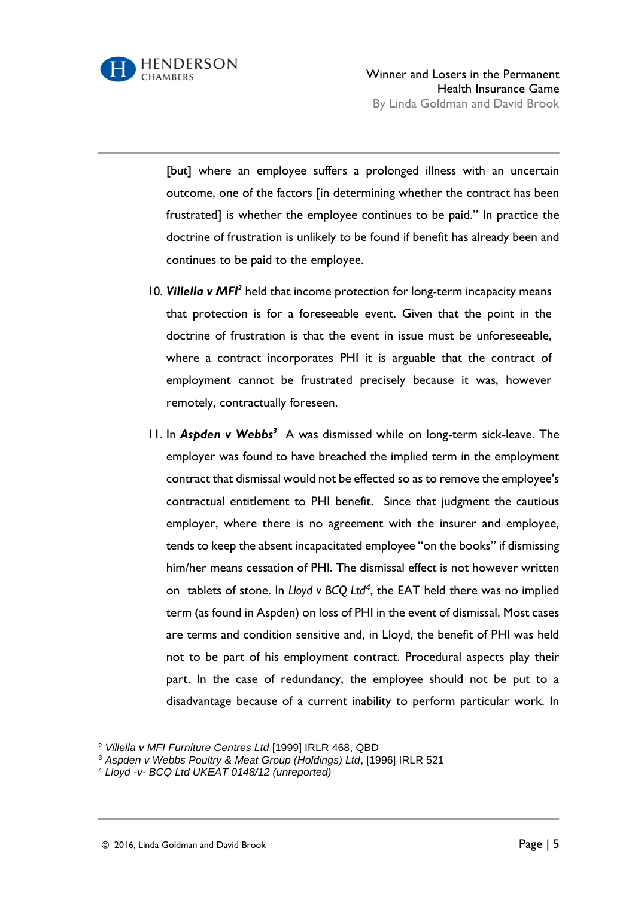[but] where an employee suffers a prolonged illness with an uncertain outcome, one of the factors [in determining whether the contract has been frustrated] is whether the employee continues to be paid." In practice the doctrine of frustration is unlikely to be found if benefit has already been and continues to be paid to the employee.

10. ***Villella v MFI***[2] held that income protection for long-term incapacity means that protection is for a foreseeable event. Given that the point in the doctrine of frustration is that the event in issue must be unforeseeable, where a contract incorporates PHI it is arguable that the contract of employment cannot be frustrated precisely because it was, however remotely, contractually foreseen.

11. In ***Aspden v Webbs***[3] A was dismissed while on long-term sick-leave. The employer was found to have breached the implied term in the employment contract that dismissal would not be effected so as to remove the employee's contractual entitlement to PHI benefit. Since that judgment the cautious employer, where there is no agreement with the insurer and employee, tends to keep the absent incapacitated employee "on the books" if dismissing him/her means cessation of PHI. The dismissal effect is not however written on tablets of stone. In *Lloyd v BCQ Ltd*[4], the EAT held there was no implied term (as found in Aspden) on loss of PHI in the event of dismissal. Most cases are terms and condition sensitive and, in Lloyd, the benefit of PHI was held not to be part of his employment contract. Procedural aspects play their part. In the case of redundancy, the employee should not be put to a disadvantage because of a current inability to perform particular work. In

---

[2] *Villella v MFI Furniture Centres Ltd* [1999] IRLR 468, QBD
[3] *Aspden v Webbs Poultry & Meat Group (Holdings) Ltd*, [1996] IRLR 521
[4] *Lloyd -v- BCQ Ltd UKEAT 0148/12 (unreported)*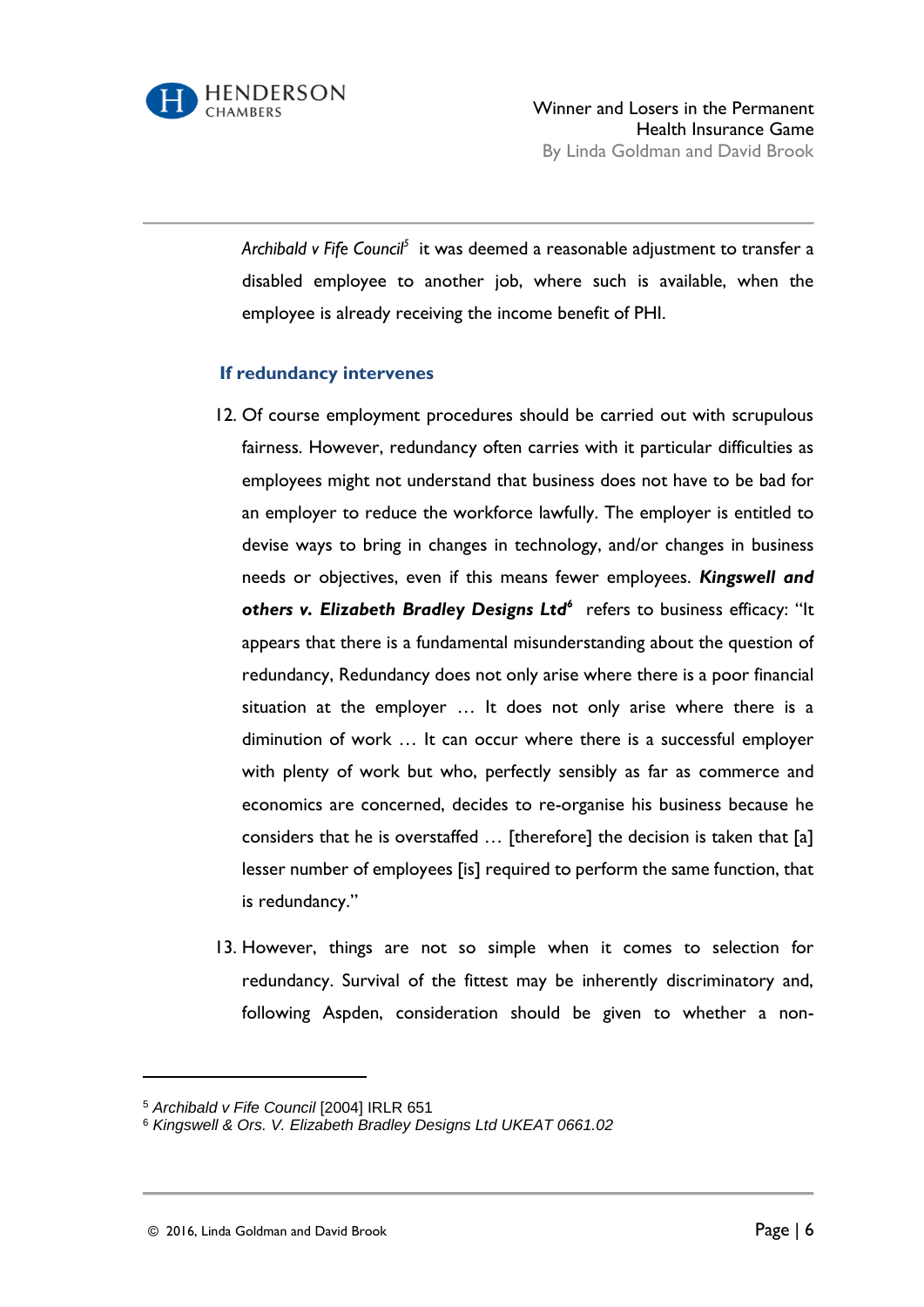*Archibald v Fife Council*[5] it was deemed a reasonable adjustment to transfer a disabled employee to another job, where such is available, when the employee is already receiving the income benefit of PHI.

### If redundancy intervenes

12. Of course employment procedures should be carried out with scrupulous fairness. However, redundancy often carries with it particular difficulties as employees might not understand that business does not have to be bad for an employer to reduce the workforce lawfully. The employer is entitled to devise ways to bring in changes in technology, and/or changes in business needs or objectives, even if this means fewer employees. ***Kingswell and others v. Elizabeth Bradley Designs Ltd***[6] refers to business efficacy: "It appears that there is a fundamental misunderstanding about the question of redundancy, Redundancy does not only arise where there is a poor financial situation at the employer … It does not only arise where there is a diminution of work … It can occur where there is a successful employer with plenty of work but who, perfectly sensibly as far as commerce and economics are concerned, decides to re-organise his business because he considers that he is overstaffed … [therefore] the decision is taken that [a] lesser number of employees [is] required to perform the same function, that is redundancy."

13. However, things are not so simple when it comes to selection for redundancy. Survival of the fittest may be inherently discriminatory and, following Aspden, consideration should be given to whether a non-

---

[5] *Archibald v Fife Council* [2004] IRLR 651

[6] *Kingswell & Ors. V. Elizabeth Bradley Designs Ltd UKEAT 0661.02*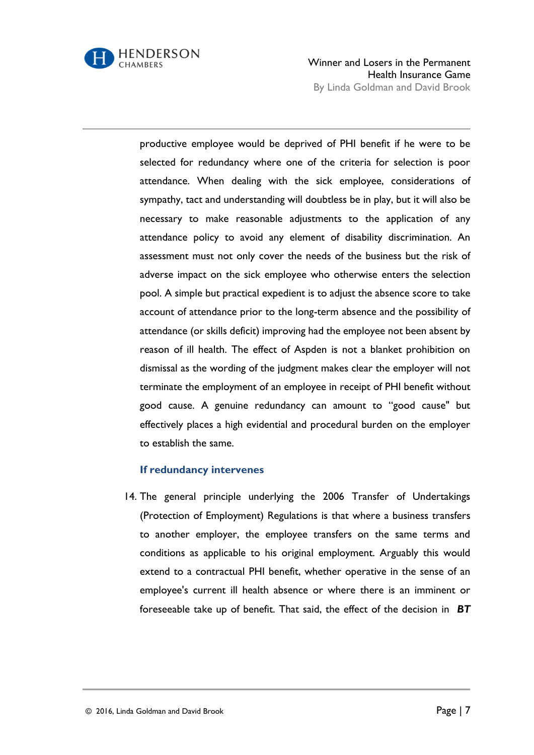productive employee would be deprived of PHI benefit if he were to be selected for redundancy where one of the criteria for selection is poor attendance. When dealing with the sick employee, considerations of sympathy, tact and understanding will doubtless be in play, but it will also be necessary to make reasonable adjustments to the application of any attendance policy to avoid any element of disability discrimination. An assessment must not only cover the needs of the business but the risk of adverse impact on the sick employee who otherwise enters the selection pool. A simple but practical expedient is to adjust the absence score to take account of attendance prior to the long-term absence and the possibility of attendance (or skills deficit) improving had the employee not been absent by reason of ill health. The effect of Aspden is not a blanket prohibition on dismissal as the wording of the judgment makes clear the employer will not terminate the employment of an employee in receipt of PHI benefit without good cause. A genuine redundancy can amount to "good cause" but effectively places a high evidential and procedural burden on the employer to establish the same.

### If redundancy intervenes

14. The general principle underlying the 2006 Transfer of Undertakings (Protection of Employment) Regulations is that where a business transfers to another employer, the employee transfers on the same terms and conditions as applicable to his original employment. Arguably this would extend to a contractual PHI benefit, whether operative in the sense of an employee's current ill health absence or where there is an imminent or foreseeable take up of benefit. That said, the effect of the decision in ***BT***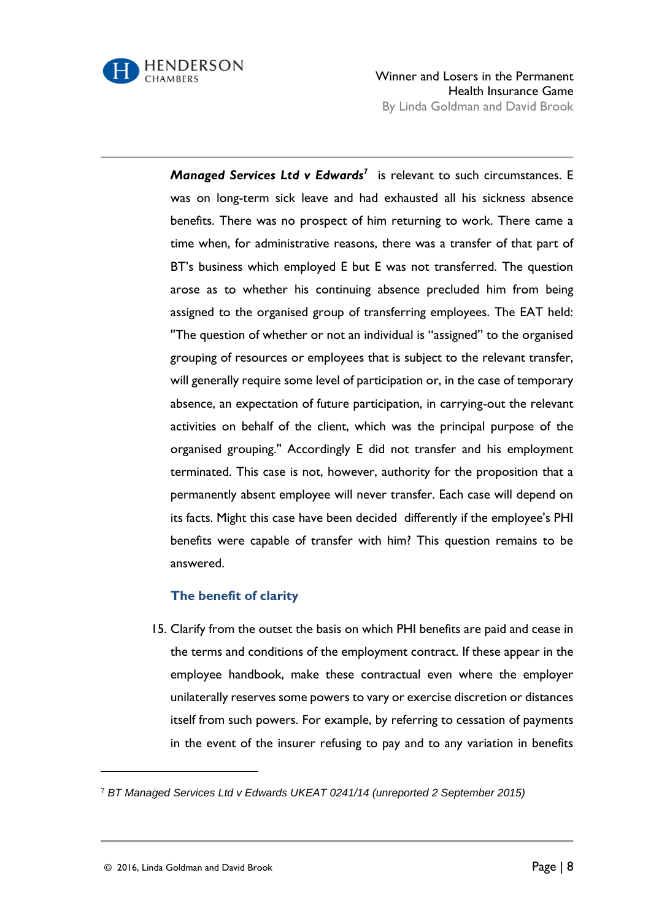***Managed Services Ltd v Edwards***[7] is relevant to such circumstances. E was on long-term sick leave and had exhausted all his sickness absence benefits. There was no prospect of him returning to work. There came a time when, for administrative reasons, there was a transfer of that part of BT's business which employed E but E was not transferred. The question arose as to whether his continuing absence precluded him from being assigned to the organised group of transferring employees. The EAT held: "The question of whether or not an individual is "assigned" to the organised grouping of resources or employees that is subject to the relevant transfer, will generally require some level of participation or, in the case of temporary absence, an expectation of future participation, in carrying-out the relevant activities on behalf of the client, which was the principal purpose of the organised grouping." Accordingly E did not transfer and his employment terminated. This case is not, however, authority for the proposition that a permanently absent employee will never transfer. Each case will depend on its facts. Might this case have been decided differently if the employee's PHI benefits were capable of transfer with him? This question remains to be answered.

### The benefit of clarity

15. Clarify from the outset the basis on which PHI benefits are paid and cease in the terms and conditions of the employment contract. If these appear in the employee handbook, make these contractual even where the employer unilaterally reserves some powers to vary or exercise discretion or distances itself from such powers. For example, by referring to cessation of payments in the event of the insurer refusing to pay and to any variation in benefits

---

[7] *BT Managed Services Ltd v Edwards UKEAT 0241/14 (unreported 2 September 2015)*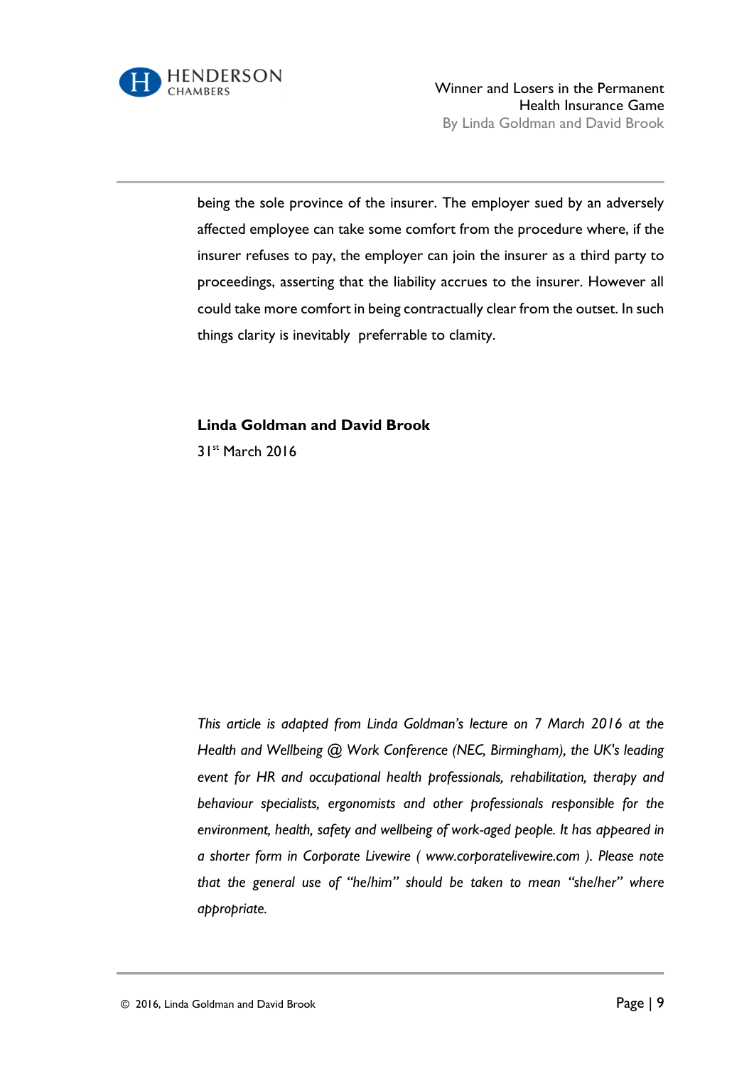being the sole province of the insurer. The employer sued by an adversely affected employee can take some comfort from the procedure where, if the insurer refuses to pay, the employer can join the insurer as a third party to proceedings, asserting that the liability accrues to the insurer. However all could take more comfort in being contractually clear from the outset. In such things clarity is inevitably preferrable to clamity.

**Linda Goldman and David Brook**

31st March 2016

*This article is adapted from Linda Goldman's lecture on 7 March 2016 at the Health and Wellbeing @ Work Conference (NEC, Birmingham), the UK's leading event for HR and occupational health professionals, rehabilitation, therapy and behaviour specialists, ergonomists and other professionals responsible for the environment, health, safety and wellbeing of work-aged people. It has appeared in a shorter form in Corporate Livewire ( www.corporatelivewire.com ). Please note that the general use of "he/him" should be taken to mean "she/her" where appropriate.*